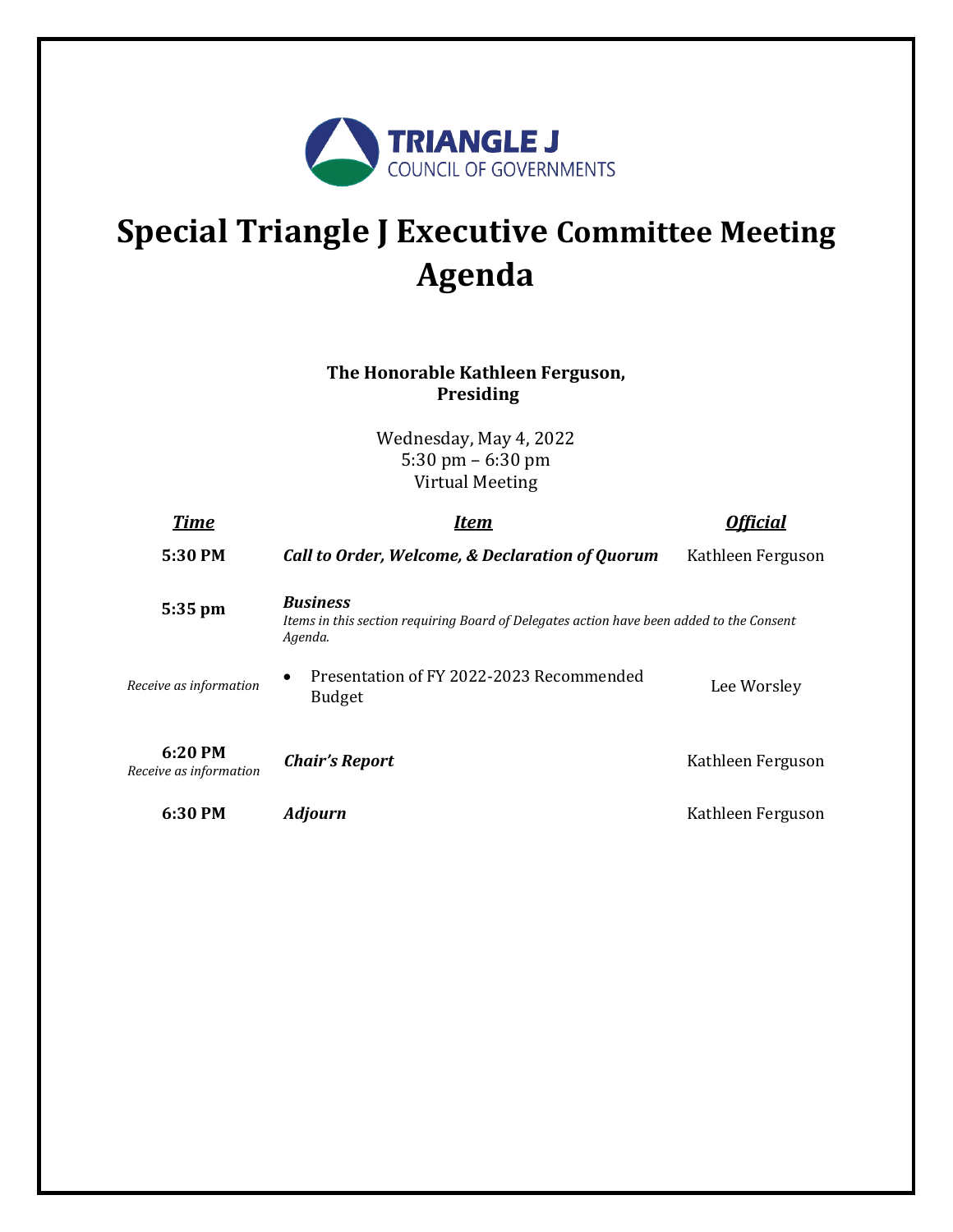TRIANGLE J
COUNCIL OF GOVERNMENTS

# Special Triangle J Executive Committee Meeting Agenda

**The Honorable Kathleen Ferguson, Presiding**

Wednesday, May 4, 2022
5:30 pm – 6:30 pm
Virtual Meeting

| ***Time*** | ***Item*** | ***Official*** |
|---|---|---|
| **5:30 PM** | ***Call to Order, Welcome, & Declaration of Quorum*** | Kathleen Ferguson |
| **5:35 pm** | ***Business***<br>*Items in this section requiring Board of Delegates action have been added to the Consent Agenda.* | |
| *Receive as information* | • Presentation of FY 2022-2023 Recommended Budget | Lee Worsley |
| **6:20 PM**<br>*Receive as information* | ***Chair's Report*** | Kathleen Ferguson |
| **6:30 PM** | ***Adjourn*** | Kathleen Ferguson |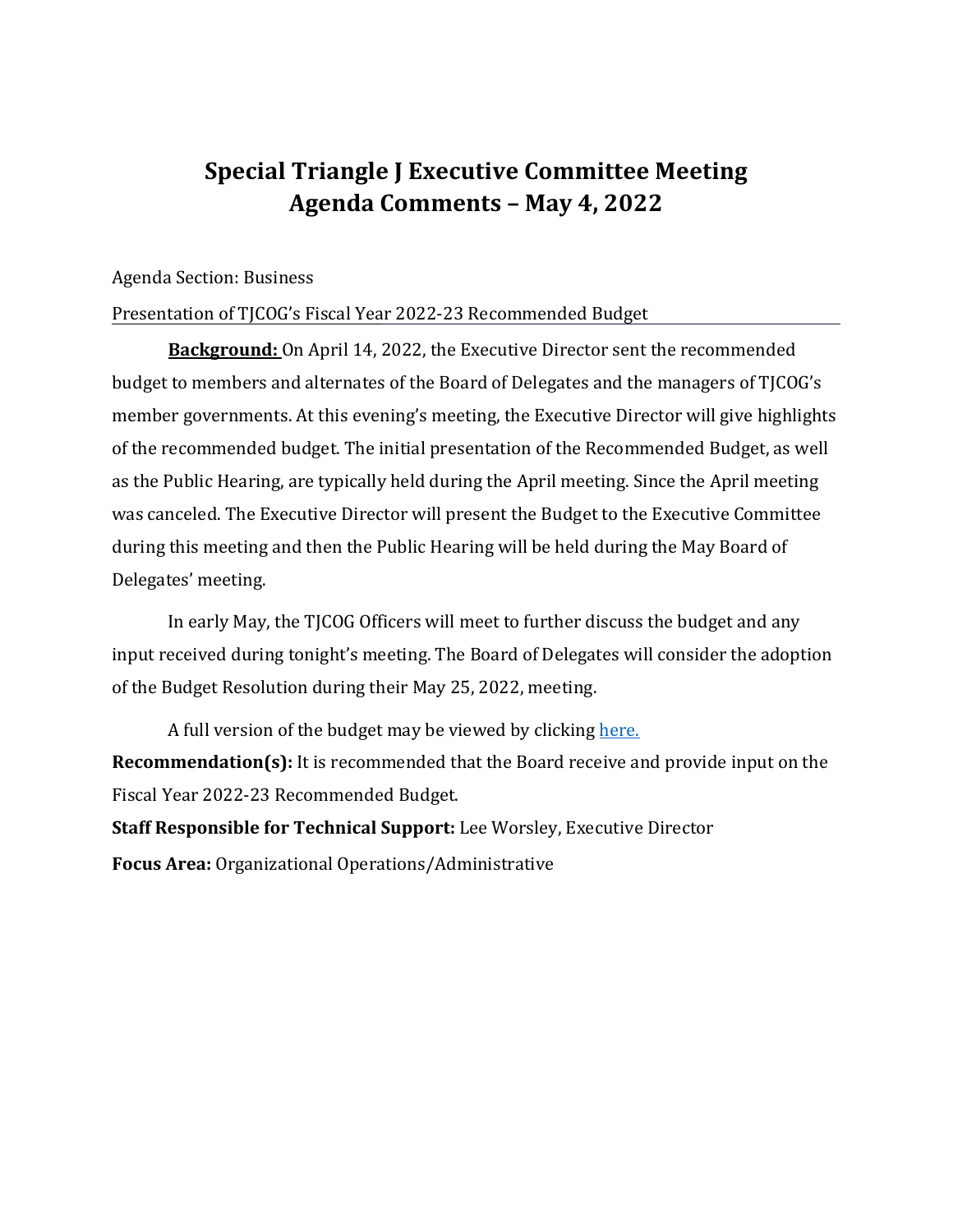# Special Triangle J Executive Committee Meeting
# Agenda Comments – May 4, 2022

Agenda Section: Business

Presentation of TJCOG's Fiscal Year 2022-23 Recommended Budget

**Background:** On April 14, 2022, the Executive Director sent the recommended budget to members and alternates of the Board of Delegates and the managers of TJCOG's member governments. At this evening's meeting, the Executive Director will give highlights of the recommended budget. The initial presentation of the Recommended Budget, as well as the Public Hearing, are typically held during the April meeting. Since the April meeting was canceled. The Executive Director will present the Budget to the Executive Committee during this meeting and then the Public Hearing will be held during the May Board of Delegates' meeting.

In early May, the TJCOG Officers will meet to further discuss the budget and any input received during tonight's meeting. The Board of Delegates will consider the adoption of the Budget Resolution during their May 25, 2022, meeting.

A full version of the budget may be viewed by clicking here.

**Recommendation(s):** It is recommended that the Board receive and provide input on the Fiscal Year 2022-23 Recommended Budget.

**Staff Responsible for Technical Support:** Lee Worsley, Executive Director

**Focus Area:** Organizational Operations/Administrative